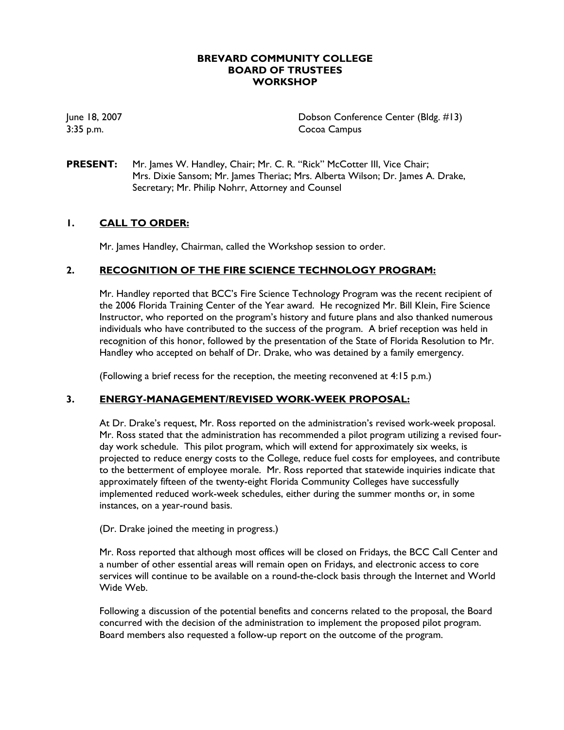# BREVARD COMMUNITY COLLEGE
# BOARD OF TRUSTEES
# WORKSHOP

June 18, 2007
3:35 p.m.

Dobson Conference Center (Bldg. #13)
Cocoa Campus

**PRESENT:** Mr. James W. Handley, Chair; Mr. C. R. "Rick" McCotter III, Vice Chair; Mrs. Dixie Sansom; Mr. James Theriac; Mrs. Alberta Wilson; Dr. James A. Drake, Secretary; Mr. Philip Nohrr, Attorney and Counsel

## 1. <u>CALL TO ORDER:</u>

Mr. James Handley, Chairman, called the Workshop session to order.

## 2. <u>RECOGNITION OF THE FIRE SCIENCE TECHNOLOGY PROGRAM:</u>

Mr. Handley reported that BCC's Fire Science Technology Program was the recent recipient of the 2006 Florida Training Center of the Year award. He recognized Mr. Bill Klein, Fire Science Instructor, who reported on the program's history and future plans and also thanked numerous individuals who have contributed to the success of the program. A brief reception was held in recognition of this honor, followed by the presentation of the State of Florida Resolution to Mr. Handley who accepted on behalf of Dr. Drake, who was detained by a family emergency.

(Following a brief recess for the reception, the meeting reconvened at 4:15 p.m.)

## 3. <u>ENERGY-MANAGEMENT/REVISED WORK-WEEK PROPOSAL:</u>

At Dr. Drake's request, Mr. Ross reported on the administration's revised work-week proposal. Mr. Ross stated that the administration has recommended a pilot program utilizing a revised four-day work schedule. This pilot program, which will extend for approximately six weeks, is projected to reduce energy costs to the College, reduce fuel costs for employees, and contribute to the betterment of employee morale. Mr. Ross reported that statewide inquiries indicate that approximately fifteen of the twenty-eight Florida Community Colleges have successfully implemented reduced work-week schedules, either during the summer months or, in some instances, on a year-round basis.

(Dr. Drake joined the meeting in progress.)

Mr. Ross reported that although most offices will be closed on Fridays, the BCC Call Center and a number of other essential areas will remain open on Fridays, and electronic access to core services will continue to be available on a round-the-clock basis through the Internet and World Wide Web.

Following a discussion of the potential benefits and concerns related to the proposal, the Board concurred with the decision of the administration to implement the proposed pilot program. Board members also requested a follow-up report on the outcome of the program.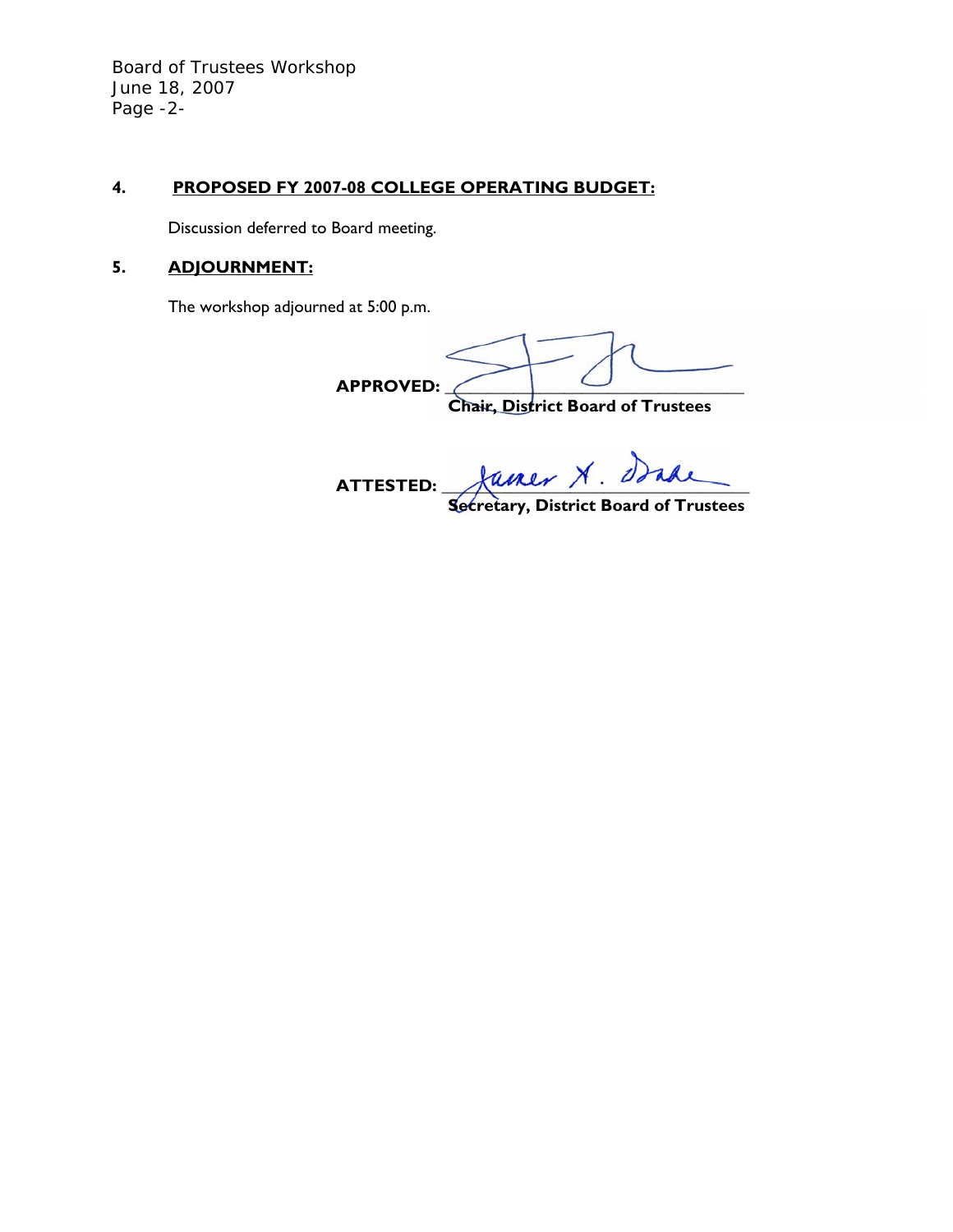## 4. PROPOSED FY 2007-08 COLLEGE OPERATING BUDGET:

Discussion deferred to Board meeting.

## 5. ADJOURNMENT:

The workshop adjourned at 5:00 p.m.

**APPROVED:** ______________________________
**Chair, District Board of Trustees**

**ATTESTED:** ______________________________
**Secretary, District Board of Trustees**